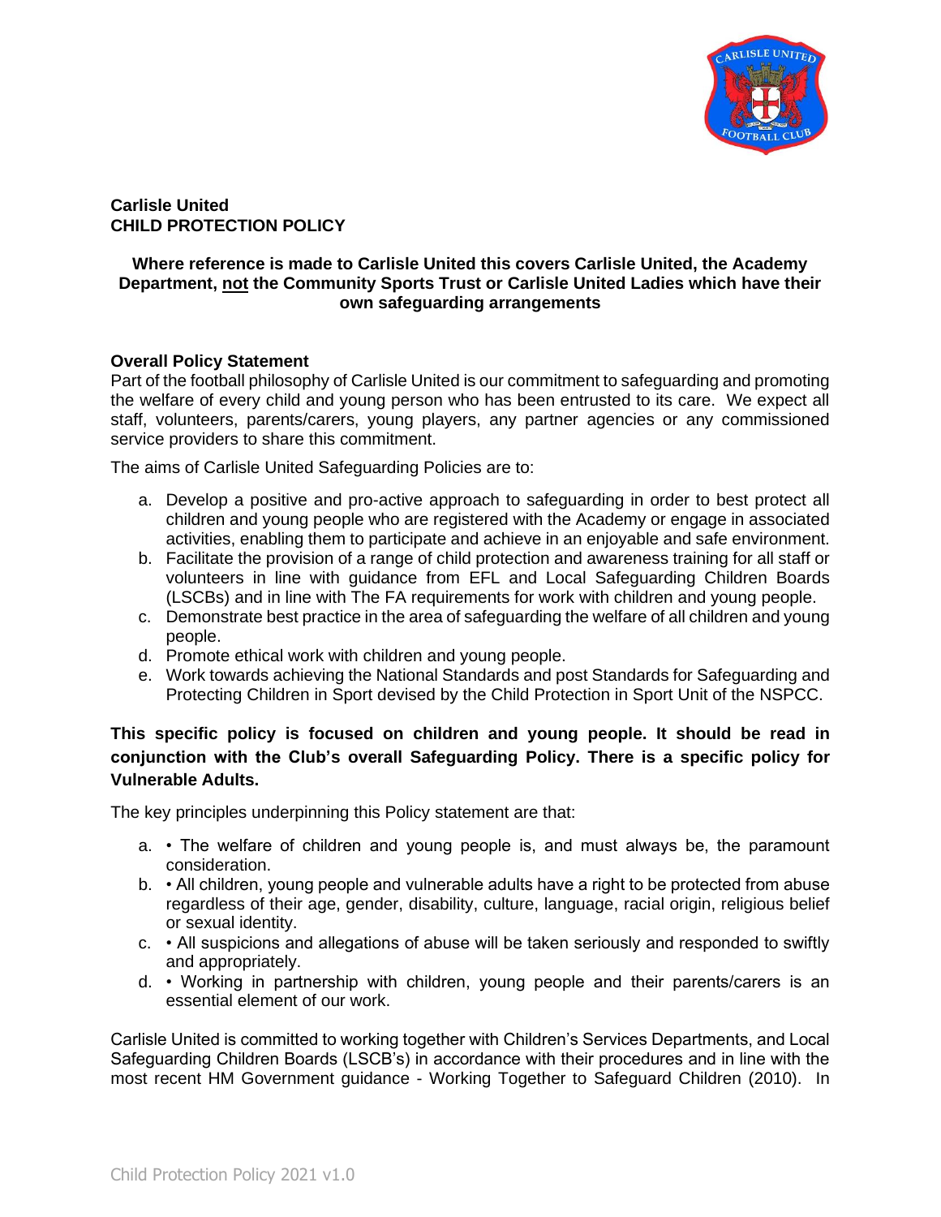**Carlisle United**
**CHILD PROTECTION POLICY**

**Where reference is made to Carlisle United this covers Carlisle United, the Academy Department, not the Community Sports Trust or Carlisle United Ladies which have their own safeguarding arrangements**

**Overall Policy Statement**

Part of the football philosophy of Carlisle United is our commitment to safeguarding and promoting the welfare of every child and young person who has been entrusted to its care. We expect all staff, volunteers, parents/carers, young players, any partner agencies or any commissioned service providers to share this commitment.

The aims of Carlisle United Safeguarding Policies are to:

a. Develop a positive and pro-active approach to safeguarding in order to best protect all children and young people who are registered with the Academy or engage in associated activities, enabling them to participate and achieve in an enjoyable and safe environment.
b. Facilitate the provision of a range of child protection and awareness training for all staff or volunteers in line with guidance from EFL and Local Safeguarding Children Boards (LSCBs) and in line with The FA requirements for work with children and young people.
c. Demonstrate best practice in the area of safeguarding the welfare of all children and young people.
d. Promote ethical work with children and young people.
e. Work towards achieving the National Standards and post Standards for Safeguarding and Protecting Children in Sport devised by the Child Protection in Sport Unit of the NSPCC.

**This specific policy is focused on children and young people. It should be read in conjunction with the Club's overall Safeguarding Policy. There is a specific policy for Vulnerable Adults.**

The key principles underpinning this Policy statement are that:

a. • The welfare of children and young people is, and must always be, the paramount consideration.
b. • All children, young people and vulnerable adults have a right to be protected from abuse regardless of their age, gender, disability, culture, language, racial origin, religious belief or sexual identity.
c. • All suspicions and allegations of abuse will be taken seriously and responded to swiftly and appropriately.
d. • Working in partnership with children, young people and their parents/carers is an essential element of our work.

Carlisle United is committed to working together with Children's Services Departments, and Local Safeguarding Children Boards (LSCB's) in accordance with their procedures and in line with the most recent HM Government guidance - Working Together to Safeguard Children (2010). In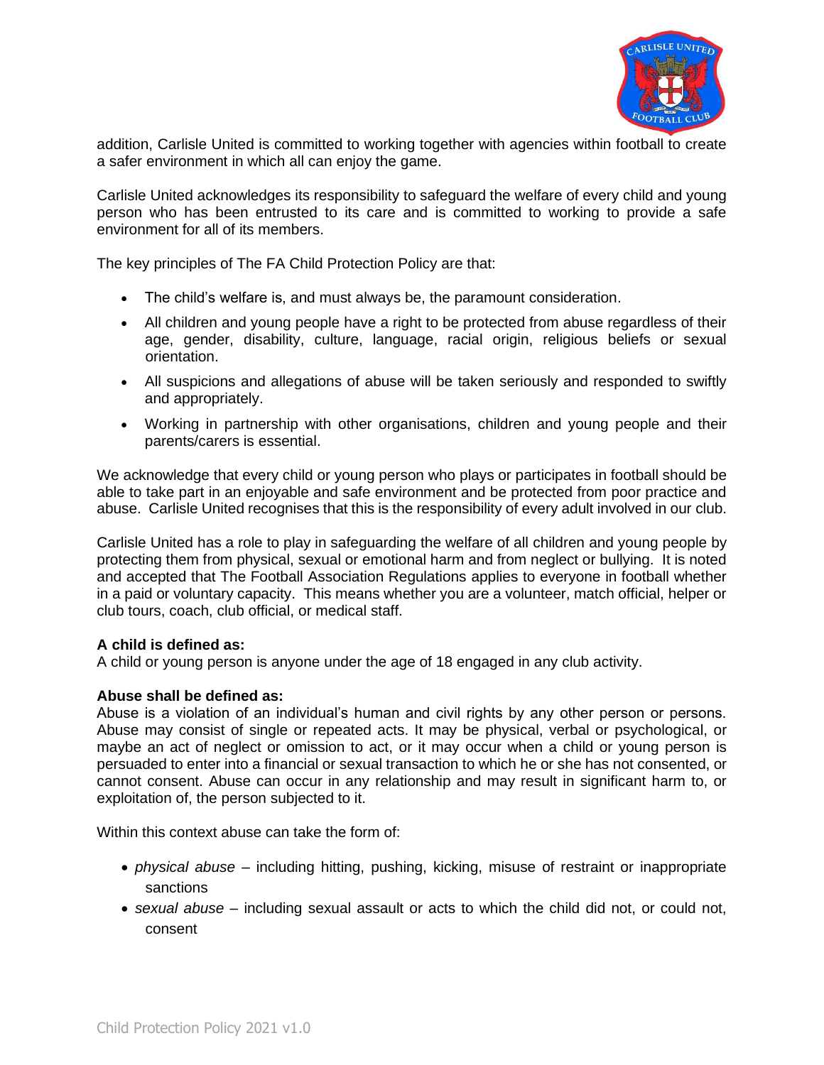addition, Carlisle United is committed to working together with agencies within football to create a safer environment in which all can enjoy the game.

Carlisle United acknowledges its responsibility to safeguard the welfare of every child and young person who has been entrusted to its care and is committed to working to provide a safe environment for all of its members.

The key principles of The FA Child Protection Policy are that:

- The child's welfare is, and must always be, the paramount consideration.
- All children and young people have a right to be protected from abuse regardless of their age, gender, disability, culture, language, racial origin, religious beliefs or sexual orientation.
- All suspicions and allegations of abuse will be taken seriously and responded to swiftly and appropriately.
- Working in partnership with other organisations, children and young people and their parents/carers is essential.

We acknowledge that every child or young person who plays or participates in football should be able to take part in an enjoyable and safe environment and be protected from poor practice and abuse. Carlisle United recognises that this is the responsibility of every adult involved in our club.

Carlisle United has a role to play in safeguarding the welfare of all children and young people by protecting them from physical, sexual or emotional harm and from neglect or bullying. It is noted and accepted that The Football Association Regulations applies to everyone in football whether in a paid or voluntary capacity. This means whether you are a volunteer, match official, helper or club tours, coach, club official, or medical staff.

**A child is defined as:**
A child or young person is anyone under the age of 18 engaged in any club activity.

**Abuse shall be defined as:**
Abuse is a violation of an individual's human and civil rights by any other person or persons. Abuse may consist of single or repeated acts. It may be physical, verbal or psychological, or maybe an act of neglect or omission to act, or it may occur when a child or young person is persuaded to enter into a financial or sexual transaction to which he or she has not consented, or cannot consent. Abuse can occur in any relationship and may result in significant harm to, or exploitation of, the person subjected to it.

Within this context abuse can take the form of:

- *physical abuse* – including hitting, pushing, kicking, misuse of restraint or inappropriate sanctions
- *sexual abuse* – including sexual assault or acts to which the child did not, or could not, consent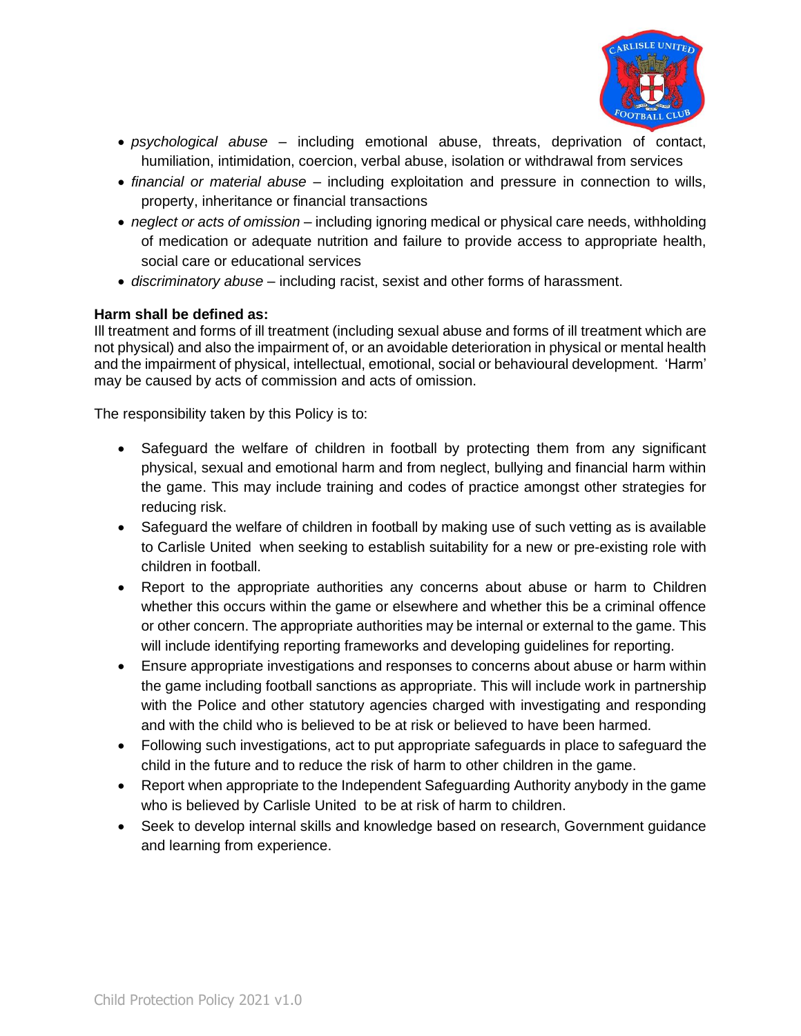- *psychological abuse* – including emotional abuse, threats, deprivation of contact, humiliation, intimidation, coercion, verbal abuse, isolation or withdrawal from services
- *financial or material abuse* – including exploitation and pressure in connection to wills, property, inheritance or financial transactions
- *neglect or acts of omission* – including ignoring medical or physical care needs, withholding of medication or adequate nutrition and failure to provide access to appropriate health, social care or educational services
- *discriminatory abuse* – including racist, sexist and other forms of harassment.

**Harm shall be defined as:**
Ill treatment and forms of ill treatment (including sexual abuse and forms of ill treatment which are not physical) and also the impairment of, or an avoidable deterioration in physical or mental health and the impairment of physical, intellectual, emotional, social or behavioural development. 'Harm' may be caused by acts of commission and acts of omission.

The responsibility taken by this Policy is to:

- Safeguard the welfare of children in football by protecting them from any significant physical, sexual and emotional harm and from neglect, bullying and financial harm within the game. This may include training and codes of practice amongst other strategies for reducing risk.
- Safeguard the welfare of children in football by making use of such vetting as is available to Carlisle United when seeking to establish suitability for a new or pre-existing role with children in football.
- Report to the appropriate authorities any concerns about abuse or harm to Children whether this occurs within the game or elsewhere and whether this be a criminal offence or other concern. The appropriate authorities may be internal or external to the game. This will include identifying reporting frameworks and developing guidelines for reporting.
- Ensure appropriate investigations and responses to concerns about abuse or harm within the game including football sanctions as appropriate. This will include work in partnership with the Police and other statutory agencies charged with investigating and responding and with the child who is believed to be at risk or believed to have been harmed.
- Following such investigations, act to put appropriate safeguards in place to safeguard the child in the future and to reduce the risk of harm to other children in the game.
- Report when appropriate to the Independent Safeguarding Authority anybody in the game who is believed by Carlisle United to be at risk of harm to children.
- Seek to develop internal skills and knowledge based on research, Government guidance and learning from experience.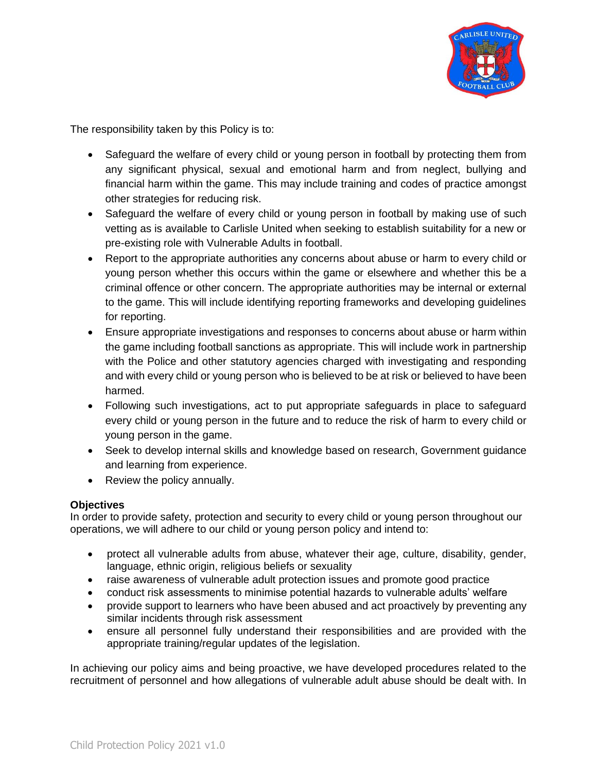The responsibility taken by this Policy is to:

- Safeguard the welfare of every child or young person in football by protecting them from any significant physical, sexual and emotional harm and from neglect, bullying and financial harm within the game. This may include training and codes of practice amongst other strategies for reducing risk.
- Safeguard the welfare of every child or young person in football by making use of such vetting as is available to Carlisle United when seeking to establish suitability for a new or pre-existing role with Vulnerable Adults in football.
- Report to the appropriate authorities any concerns about abuse or harm to every child or young person whether this occurs within the game or elsewhere and whether this be a criminal offence or other concern. The appropriate authorities may be internal or external to the game. This will include identifying reporting frameworks and developing guidelines for reporting.
- Ensure appropriate investigations and responses to concerns about abuse or harm within the game including football sanctions as appropriate. This will include work in partnership with the Police and other statutory agencies charged with investigating and responding and with every child or young person who is believed to be at risk or believed to have been harmed.
- Following such investigations, act to put appropriate safeguards in place to safeguard every child or young person in the future and to reduce the risk of harm to every child or young person in the game.
- Seek to develop internal skills and knowledge based on research, Government guidance and learning from experience.
- Review the policy annually.

**Objectives**

In order to provide safety, protection and security to every child or young person throughout our operations, we will adhere to our child or young person policy and intend to:

- protect all vulnerable adults from abuse, whatever their age, culture, disability, gender, language, ethnic origin, religious beliefs or sexuality
- raise awareness of vulnerable adult protection issues and promote good practice
- conduct risk assessments to minimise potential hazards to vulnerable adults' welfare
- provide support to learners who have been abused and act proactively by preventing any similar incidents through risk assessment
- ensure all personnel fully understand their responsibilities and are provided with the appropriate training/regular updates of the legislation.

In achieving our policy aims and being proactive, we have developed procedures related to the recruitment of personnel and how allegations of vulnerable adult abuse should be dealt with. In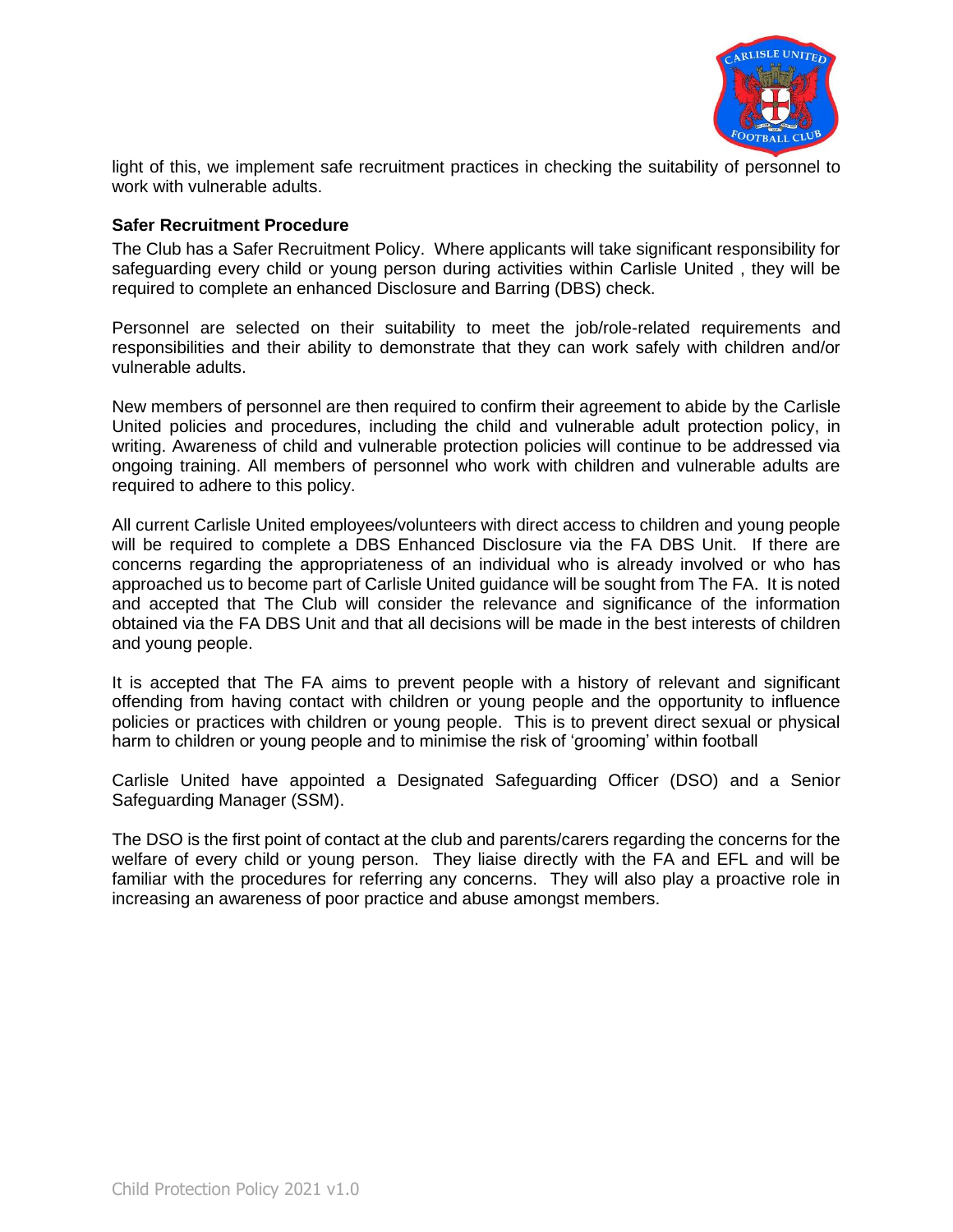light of this, we implement safe recruitment practices in checking the suitability of personnel to work with vulnerable adults.

**Safer Recruitment Procedure**

The Club has a Safer Recruitment Policy. Where applicants will take significant responsibility for safeguarding every child or young person during activities within Carlisle United , they will be required to complete an enhanced Disclosure and Barring (DBS) check.

Personnel are selected on their suitability to meet the job/role-related requirements and responsibilities and their ability to demonstrate that they can work safely with children and/or vulnerable adults.

New members of personnel are then required to confirm their agreement to abide by the Carlisle United policies and procedures, including the child and vulnerable adult protection policy, in writing. Awareness of child and vulnerable protection policies will continue to be addressed via ongoing training. All members of personnel who work with children and vulnerable adults are required to adhere to this policy.

All current Carlisle United employees/volunteers with direct access to children and young people will be required to complete a DBS Enhanced Disclosure via the FA DBS Unit. If there are concerns regarding the appropriateness of an individual who is already involved or who has approached us to become part of Carlisle United guidance will be sought from The FA. It is noted and accepted that The Club will consider the relevance and significance of the information obtained via the FA DBS Unit and that all decisions will be made in the best interests of children and young people.

It is accepted that The FA aims to prevent people with a history of relevant and significant offending from having contact with children or young people and the opportunity to influence policies or practices with children or young people. This is to prevent direct sexual or physical harm to children or young people and to minimise the risk of 'grooming' within football

Carlisle United have appointed a Designated Safeguarding Officer (DSO) and a Senior Safeguarding Manager (SSM).

The DSO is the first point of contact at the club and parents/carers regarding the concerns for the welfare of every child or young person. They liaise directly with the FA and EFL and will be familiar with the procedures for referring any concerns. They will also play a proactive role in increasing an awareness of poor practice and abuse amongst members.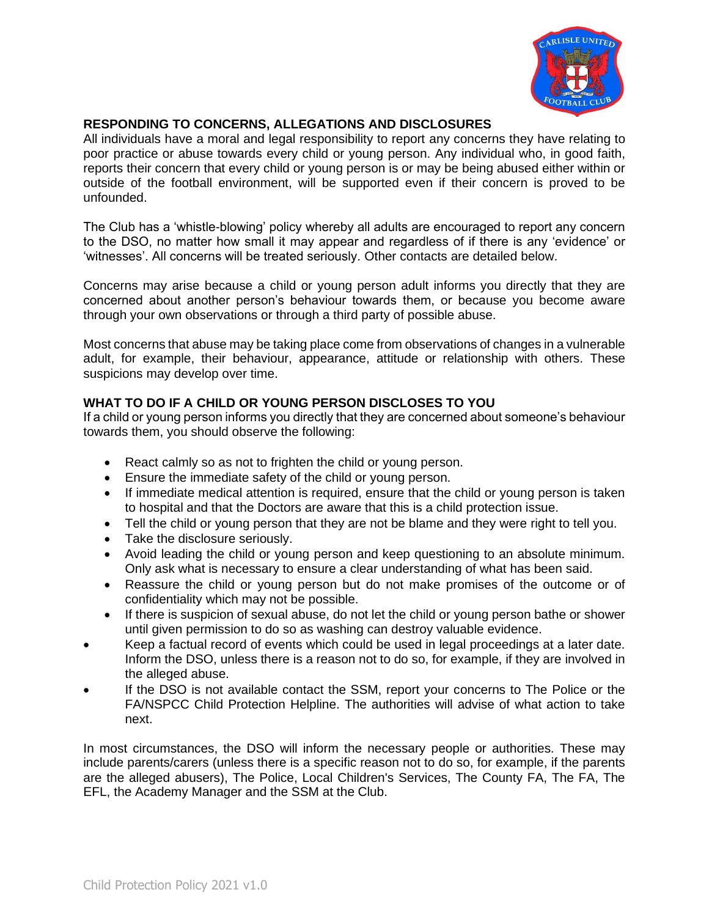## RESPONDING TO CONCERNS, ALLEGATIONS AND DISCLOSURES

All individuals have a moral and legal responsibility to report any concerns they have relating to poor practice or abuse towards every child or young person. Any individual who, in good faith, reports their concern that every child or young person is or may be being abused either within or outside of the football environment, will be supported even if their concern is proved to be unfounded.

The Club has a 'whistle-blowing' policy whereby all adults are encouraged to report any concern to the DSO, no matter how small it may appear and regardless of if there is any 'evidence' or 'witnesses'. All concerns will be treated seriously. Other contacts are detailed below.

Concerns may arise because a child or young person adult informs you directly that they are concerned about another person's behaviour towards them, or because you become aware through your own observations or through a third party of possible abuse.

Most concerns that abuse may be taking place come from observations of changes in a vulnerable adult, for example, their behaviour, appearance, attitude or relationship with others. These suspicions may develop over time.

## WHAT TO DO IF A CHILD OR YOUNG PERSON DISCLOSES TO YOU

If a child or young person informs you directly that they are concerned about someone's behaviour towards them, you should observe the following:

- React calmly so as not to frighten the child or young person.
- Ensure the immediate safety of the child or young person.
- If immediate medical attention is required, ensure that the child or young person is taken to hospital and that the Doctors are aware that this is a child protection issue.
- Tell the child or young person that they are not be blame and they were right to tell you.
- Take the disclosure seriously.
- Avoid leading the child or young person and keep questioning to an absolute minimum. Only ask what is necessary to ensure a clear understanding of what has been said.
- Reassure the child or young person but do not make promises of the outcome or of confidentiality which may not be possible.
- If there is suspicion of sexual abuse, do not let the child or young person bathe or shower until given permission to do so as washing can destroy valuable evidence.
- Keep a factual record of events which could be used in legal proceedings at a later date. Inform the DSO, unless there is a reason not to do so, for example, if they are involved in the alleged abuse.
- If the DSO is not available contact the SSM, report your concerns to The Police or the FA/NSPCC Child Protection Helpline. The authorities will advise of what action to take next.

In most circumstances, the DSO will inform the necessary people or authorities. These may include parents/carers (unless there is a specific reason not to do so, for example, if the parents are the alleged abusers), The Police, Local Children's Services, The County FA, The FA, The EFL, the Academy Manager and the SSM at the Club.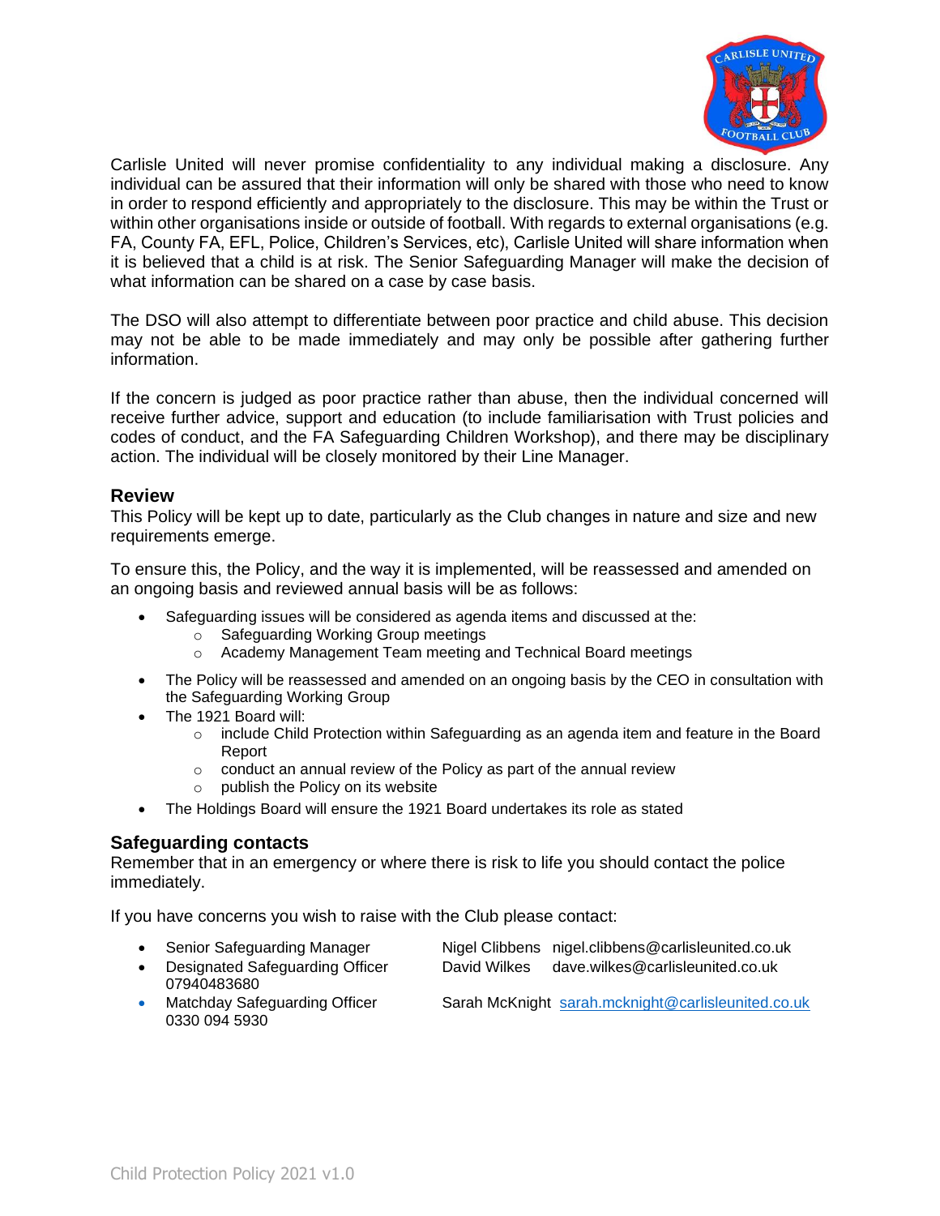Carlisle United will never promise confidentiality to any individual making a disclosure. Any individual can be assured that their information will only be shared with those who need to know in order to respond efficiently and appropriately to the disclosure. This may be within the Trust or within other organisations inside or outside of football. With regards to external organisations (e.g. FA, County FA, EFL, Police, Children's Services, etc), Carlisle United will share information when it is believed that a child is at risk. The Senior Safeguarding Manager will make the decision of what information can be shared on a case by case basis.

The DSO will also attempt to differentiate between poor practice and child abuse. This decision may not be able to be made immediately and may only be possible after gathering further information.

If the concern is judged as poor practice rather than abuse, then the individual concerned will receive further advice, support and education (to include familiarisation with Trust policies and codes of conduct, and the FA Safeguarding Children Workshop), and there may be disciplinary action. The individual will be closely monitored by their Line Manager.

### Review

This Policy will be kept up to date, particularly as the Club changes in nature and size and new requirements emerge.

To ensure this, the Policy, and the way it is implemented, will be reassessed and amended on an ongoing basis and reviewed annual basis will be as follows:

- Safeguarding issues will be considered as agenda items and discussed at the:
  - Safeguarding Working Group meetings
  - Academy Management Team meeting and Technical Board meetings
- The Policy will be reassessed and amended on an ongoing basis by the CEO in consultation with the Safeguarding Working Group
- The 1921 Board will:
  - include Child Protection within Safeguarding as an agenda item and feature in the Board Report
  - conduct an annual review of the Policy as part of the annual review
  - publish the Policy on its website
- The Holdings Board will ensure the 1921 Board undertakes its role as stated

### Safeguarding contacts

Remember that in an emergency or where there is risk to life you should contact the police immediately.

If you have concerns you wish to raise with the Club please contact:

- Senior Safeguarding Manager — Nigel Clibbens — nigel.clibbens@carlisleunited.co.uk
- Designated Safeguarding Officer — David Wilkes — dave.wilkes@carlisleunited.co.uk — 07940483680
- Matchday Safeguarding Officer — Sarah McKnight — sarah.mcknight@carlisleunited.co.uk — 0330 094 5930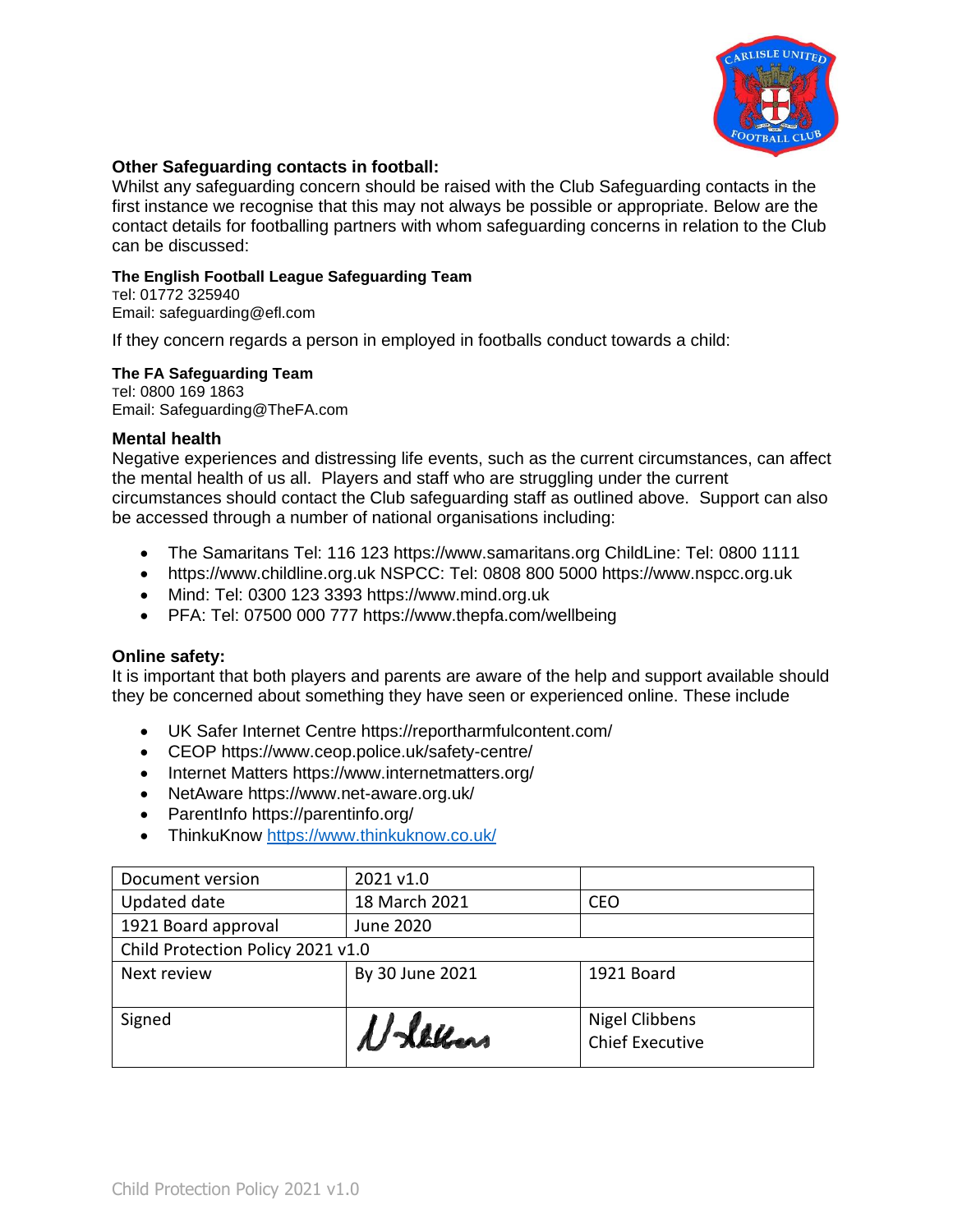**Other Safeguarding contacts in football:**
Whilst any safeguarding concern should be raised with the Club Safeguarding contacts in the first instance we recognise that this may not always be possible or appropriate. Below are the contact details for footballing partners with whom safeguarding concerns in relation to the Club can be discussed:

**The English Football League Safeguarding Team**
Tel: 01772 325940
Email: safeguarding@efl.com

If they concern regards a person in employed in footballs conduct towards a child:

**The FA Safeguarding Team**
Tel: 0800 169 1863
Email: Safeguarding@TheFA.com

**Mental health**
Negative experiences and distressing life events, such as the current circumstances, can affect the mental health of us all. Players and staff who are struggling under the current circumstances should contact the Club safeguarding staff as outlined above. Support can also be accessed through a number of national organisations including:

- The Samaritans Tel: 116 123 https://www.samaritans.org ChildLine: Tel: 0800 1111
- https://www.childline.org.uk NSPCC: Tel: 0808 800 5000 https://www.nspcc.org.uk
- Mind: Tel: 0300 123 3393 https://www.mind.org.uk
- PFA: Tel: 07500 000 777 https://www.thepfa.com/wellbeing

**Online safety:**
It is important that both players and parents are aware of the help and support available should they be concerned about something they have seen or experienced online. These include

- UK Safer Internet Centre https://reportharmfulcontent.com/
- CEOP https://www.ceop.police.uk/safety-centre/
- Internet Matters https://www.internetmatters.org/
- NetAware https://www.net-aware.org.uk/
- ParentInfo https://parentinfo.org/
- ThinkuKnow https://www.thinkuknow.co.uk/

| | | |
|---|---|---|
| Document version | 2021 v1.0 | |
| Updated date | 18 March 2021 | CEO |
| 1921 Board approval | June 2020 | |
| Child Protection Policy 2021 v1.0 | | |
| Next review | By 30 June 2021 | 1921 Board |
| Signed | N Clibbens | Nigel Clibbens<br>Chief Executive |